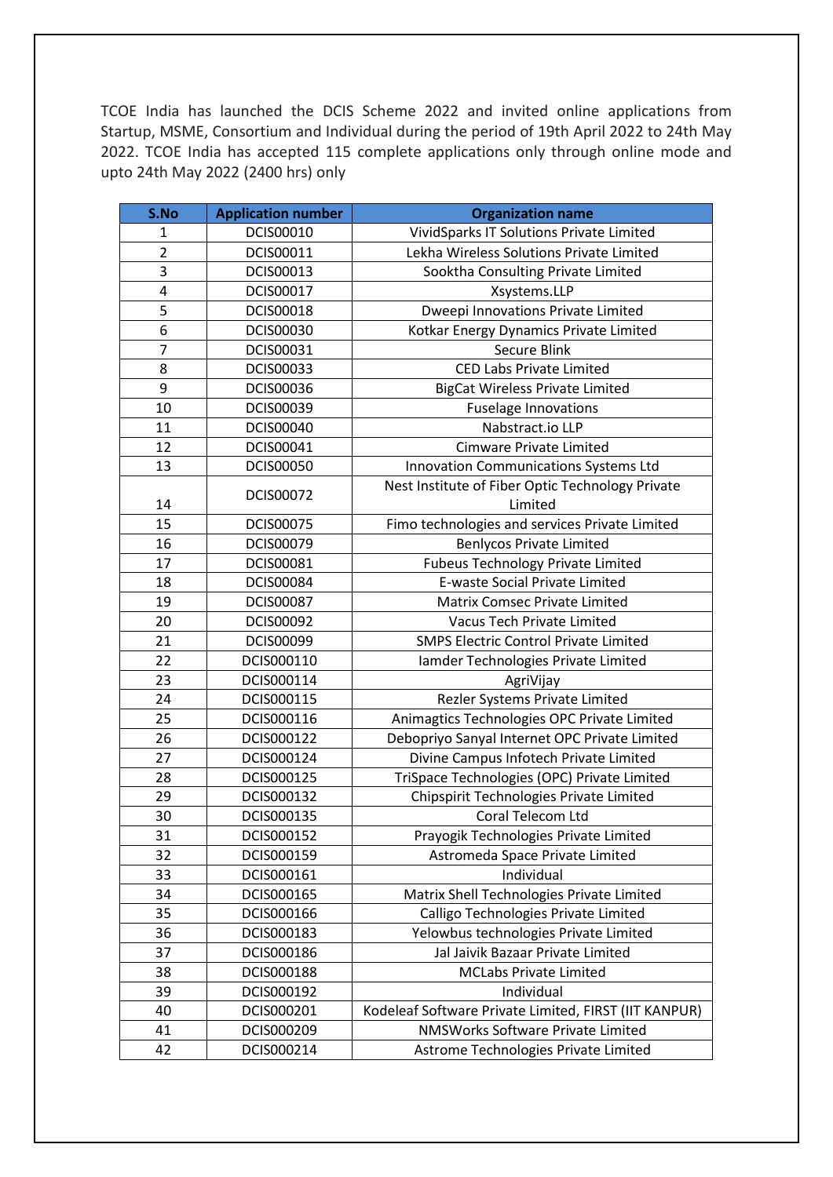TCOE India has launched the DCIS Scheme 2022 and invited online applications from Startup, MSME, Consortium and Individual during the period of 19th April 2022 to 24th May 2022. TCOE India has accepted 115 complete applications only through online mode and upto 24th May 2022 (2400 hrs) only

| S.No | Application number | Organization name |
|---|---|---|
| 1 | DCIS00010 | VividSparks IT Solutions Private Limited |
| 2 | DCIS00011 | Lekha Wireless Solutions Private Limited |
| 3 | DCIS00013 | Sooktha Consulting Private Limited |
| 4 | DCIS00017 | Xsystems.LLP |
| 5 | DCIS00018 | Dweepi Innovations Private Limited |
| 6 | DCIS00030 | Kotkar Energy Dynamics Private Limited |
| 7 | DCIS00031 | Secure Blink |
| 8 | DCIS00033 | CED Labs Private Limited |
| 9 | DCIS00036 | BigCat Wireless Private Limited |
| 10 | DCIS00039 | Fuselage Innovations |
| 11 | DCIS00040 | Nabstract.io LLP |
| 12 | DCIS00041 | Cimware Private Limited |
| 13 | DCIS00050 | Innovation Communications Systems Ltd |
| 14 | DCIS00072 | Nest Institute of Fiber Optic Technology Private Limited |
| 15 | DCIS00075 | Fimo technologies and services Private Limited |
| 16 | DCIS00079 | Benlycos Private Limited |
| 17 | DCIS00081 | Fubeus Technology Private Limited |
| 18 | DCIS00084 | E-waste Social Private Limited |
| 19 | DCIS00087 | Matrix Comsec Private Limited |
| 20 | DCIS00092 | Vacus Tech Private Limited |
| 21 | DCIS00099 | SMPS Electric Control Private Limited |
| 22 | DCIS000110 | Iamder Technologies Private Limited |
| 23 | DCIS000114 | AgriVijay |
| 24 | DCIS000115 | Rezler Systems Private Limited |
| 25 | DCIS000116 | Animagtics Technologies OPC Private Limited |
| 26 | DCIS000122 | Debopriyo Sanyal Internet OPC Private Limited |
| 27 | DCIS000124 | Divine Campus Infotech Private Limited |
| 28 | DCIS000125 | TriSpace Technologies (OPC) Private Limited |
| 29 | DCIS000132 | Chipspirit Technologies Private Limited |
| 30 | DCIS000135 | Coral Telecom Ltd |
| 31 | DCIS000152 | Prayogik Technologies Private Limited |
| 32 | DCIS000159 | Astromeda Space Private Limited |
| 33 | DCIS000161 | Individual |
| 34 | DCIS000165 | Matrix Shell Technologies Private Limited |
| 35 | DCIS000166 | Calligo Technologies Private Limited |
| 36 | DCIS000183 | Yelowbus technologies Private Limited |
| 37 | DCIS000186 | Jal Jaivik Bazaar Private Limited |
| 38 | DCIS000188 | MCLabs Private Limited |
| 39 | DCIS000192 | Individual |
| 40 | DCIS000201 | Kodeleaf Software Private Limited, FIRST (IIT KANPUR) |
| 41 | DCIS000209 | NMSWorks Software Private Limited |
| 42 | DCIS000214 | Astrome Technologies Private Limited |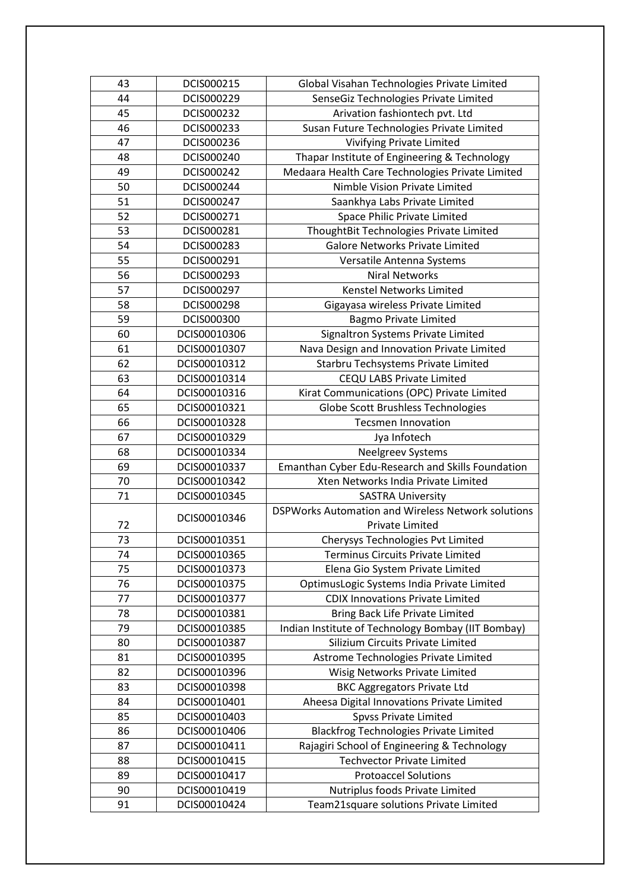| | | |
|---|---|---|
| 43 | DCIS000215 | Global Visahan Technologies Private Limited |
| 44 | DCIS000229 | SenseGiz Technologies Private Limited |
| 45 | DCIS000232 | Arivation fashiontech pvt. Ltd |
| 46 | DCIS000233 | Susan Future Technologies Private Limited |
| 47 | DCIS000236 | Vivifying Private Limited |
| 48 | DCIS000240 | Thapar Institute of Engineering & Technology |
| 49 | DCIS000242 | Medaara Health Care Technologies Private Limited |
| 50 | DCIS000244 | Nimble Vision Private Limited |
| 51 | DCIS000247 | Saankhya Labs Private Limited |
| 52 | DCIS000271 | Space Philic Private Limited |
| 53 | DCIS000281 | ThoughtBit Technologies Private Limited |
| 54 | DCIS000283 | Galore Networks Private Limited |
| 55 | DCIS000291 | Versatile Antenna Systems |
| 56 | DCIS000293 | Niral Networks |
| 57 | DCIS000297 | Kenstel Networks Limited |
| 58 | DCIS000298 | Gigayasa wireless Private Limited |
| 59 | DCIS000300 | Bagmo Private Limited |
| 60 | DCIS00010306 | Signaltron Systems Private Limited |
| 61 | DCIS00010307 | Nava Design and Innovation Private Limited |
| 62 | DCIS00010312 | Starbru Techsystems Private Limited |
| 63 | DCIS00010314 | CEQU LABS Private Limited |
| 64 | DCIS00010316 | Kirat Communications (OPC) Private Limited |
| 65 | DCIS00010321 | Globe Scott Brushless Technologies |
| 66 | DCIS00010328 | Tecsmen Innovation |
| 67 | DCIS00010329 | Jya Infotech |
| 68 | DCIS00010334 | Neelgreev Systems |
| 69 | DCIS00010337 | Emanthan Cyber Edu-Research and Skills Foundation |
| 70 | DCIS00010342 | Xten Networks India Private Limited |
| 71 | DCIS00010345 | SASTRA University |
| 72 | DCIS00010346 | DSPWorks Automation and Wireless Network solutions Private Limited |
| 73 | DCIS00010351 | Cherysys Technologies Pvt Limited |
| 74 | DCIS00010365 | Terminus Circuits Private Limited |
| 75 | DCIS00010373 | Elena Gio System Private Limited |
| 76 | DCIS00010375 | OptimusLogic Systems India Private Limited |
| 77 | DCIS00010377 | CDIX Innovations Private Limited |
| 78 | DCIS00010381 | Bring Back Life Private Limited |
| 79 | DCIS00010385 | Indian Institute of Technology Bombay (IIT Bombay) |
| 80 | DCIS00010387 | Silizium Circuits Private Limited |
| 81 | DCIS00010395 | Astrome Technologies Private Limited |
| 82 | DCIS00010396 | Wisig Networks Private Limited |
| 83 | DCIS00010398 | BKC Aggregators Private Ltd |
| 84 | DCIS00010401 | Aheesa Digital Innovations Private Limited |
| 85 | DCIS00010403 | Spvss Private Limited |
| 86 | DCIS00010406 | Blackfrog Technologies Private Limited |
| 87 | DCIS00010411 | Rajagiri School of Engineering & Technology |
| 88 | DCIS00010415 | Techvector Private Limited |
| 89 | DCIS00010417 | Protoaccel Solutions |
| 90 | DCIS00010419 | Nutriplus foods Private Limited |
| 91 | DCIS00010424 | Team21square solutions Private Limited |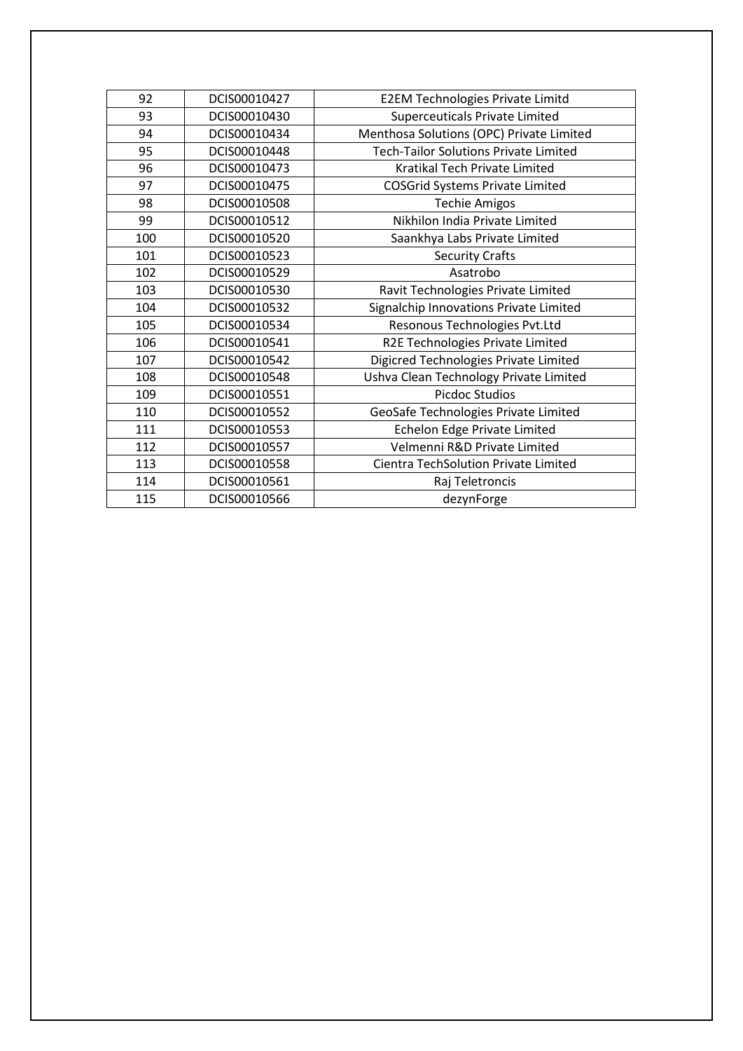| | | |
|---|---|---|
| 92 | DCIS00010427 | E2EM Technologies Private Limitd |
| 93 | DCIS00010430 | Superceuticals Private Limited |
| 94 | DCIS00010434 | Menthosa Solutions (OPC) Private Limited |
| 95 | DCIS00010448 | Tech-Tailor Solutions Private Limited |
| 96 | DCIS00010473 | Kratikal Tech Private Limited |
| 97 | DCIS00010475 | COSGrid Systems Private Limited |
| 98 | DCIS00010508 | Techie Amigos |
| 99 | DCIS00010512 | Nikhilon India Private Limited |
| 100 | DCIS00010520 | Saankhya Labs Private Limited |
| 101 | DCIS00010523 | Security Crafts |
| 102 | DCIS00010529 | Asatrobo |
| 103 | DCIS00010530 | Ravit Technologies Private Limited |
| 104 | DCIS00010532 | Signalchip Innovations Private Limited |
| 105 | DCIS00010534 | Resonous Technologies Pvt.Ltd |
| 106 | DCIS00010541 | R2E Technologies Private Limited |
| 107 | DCIS00010542 | Digicred Technologies Private Limited |
| 108 | DCIS00010548 | Ushva Clean Technology Private Limited |
| 109 | DCIS00010551 | Picdoc Studios |
| 110 | DCIS00010552 | GeoSafe Technologies Private Limited |
| 111 | DCIS00010553 | Echelon Edge Private Limited |
| 112 | DCIS00010557 | Velmenni R&D Private Limited |
| 113 | DCIS00010558 | Cientra TechSolution Private Limited |
| 114 | DCIS00010561 | Raj Teletroncis |
| 115 | DCIS00010566 | dezynForge |